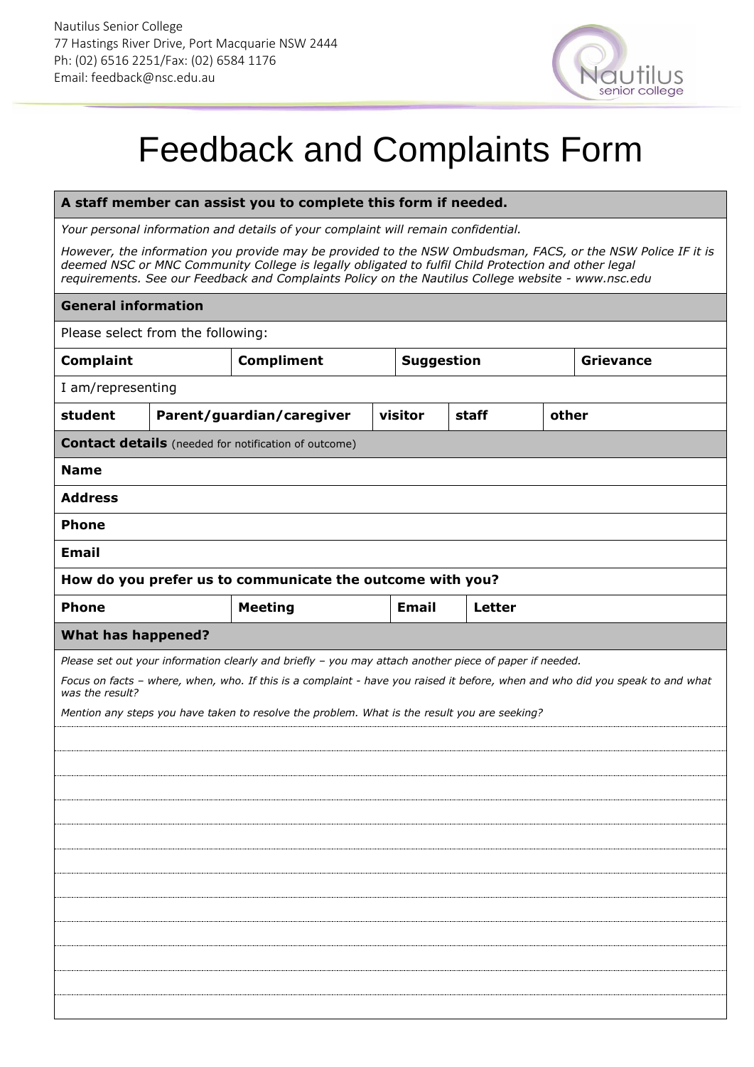Nautilus Senior College
77 Hastings River Drive, Port Macquarie NSW 2444
Ph: (02) 6516 2251/Fax: (02) 6584 1176
Email: feedback@nsc.edu.au

# Feedback and Complaints Form

**A staff member can assist you to complete this form if needed.**

*Your personal information and details of your complaint will remain confidential.*

*However, the information you provide may be provided to the NSW Ombudsman, FACS, or the NSW Police IF it is deemed NSC or MNC Community College is legally obligated to fulfil Child Protection and other legal requirements. See our Feedback and Complaints Policy on the Nautilus College website - www.nsc.edu*

**General information**

Please select from the following:

| **Complaint** | **Compliment** | **Suggestion** | **Grievance** |
|---|---|---|---|

I am/representing

| **student** | **Parent/guardian/caregiver** | **visitor** | **staff** | **other** |
|---|---|---|---|---|

**Contact details** (needed for notification of outcome)

| | |
|---|---|
| **Name** | |
| **Address** | |
| **Phone** | |
| **Email** | |

**How do you prefer us to communicate the outcome with you?**

| **Phone** | **Meeting** | **Email** | **Letter** |
|---|---|---|---|

**What has happened?**

*Please set out your information clearly and briefly – you may attach another piece of paper if needed.*

*Focus on facts – where, when, who. If this is a complaint - have you raised it before, when and who did you speak to and what was the result?*

*Mention any steps you have taken to resolve the problem. What is the result you are seeking?*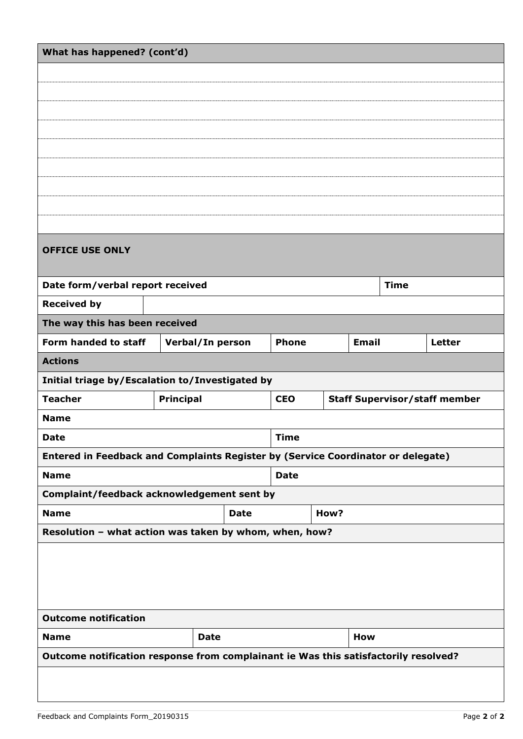| What has happened? (cont'd) |
|---|
| |
| |
| |
| |
| |
| |
| |
| |
| |

**OFFICE USE ONLY**

| | | | | |
|---|---|---|---|---|
| **Date form/verbal report received** | | | **Time** | |
| **Received by** | | | | |
| **The way this has been received** | | | | |
| **Form handed to staff** | **Verbal/In person** | **Phone** | **Email** | **Letter** |

**Actions**

**Initial triage by/Escalation to/Investigated by**

| | | | |
|---|---|---|---|
| **Teacher** | **Principal** | **CEO** | **Staff Supervisor/staff member** |
| **Name** | | | |
| **Date** | | **Time** | |

**Entered in Feedback and Complaints Register by (Service Coordinator or delegate)**

| | | | |
|---|---|---|---|
| **Name** | | **Date** | |

**Complaint/feedback acknowledgement sent by**

| | | | | | |
|---|---|---|---|---|---|
| **Name** | | **Date** | | **How?** | |

**Resolution – what action was taken by whom, when, how?**

**Outcome notification**

| | | | | | |
|---|---|---|---|---|---|
| **Name** | | **Date** | | **How** | |

**Outcome notification response from complainant ie Was this satisfactorily resolved?**

Feedback and Complaints Form_20190315